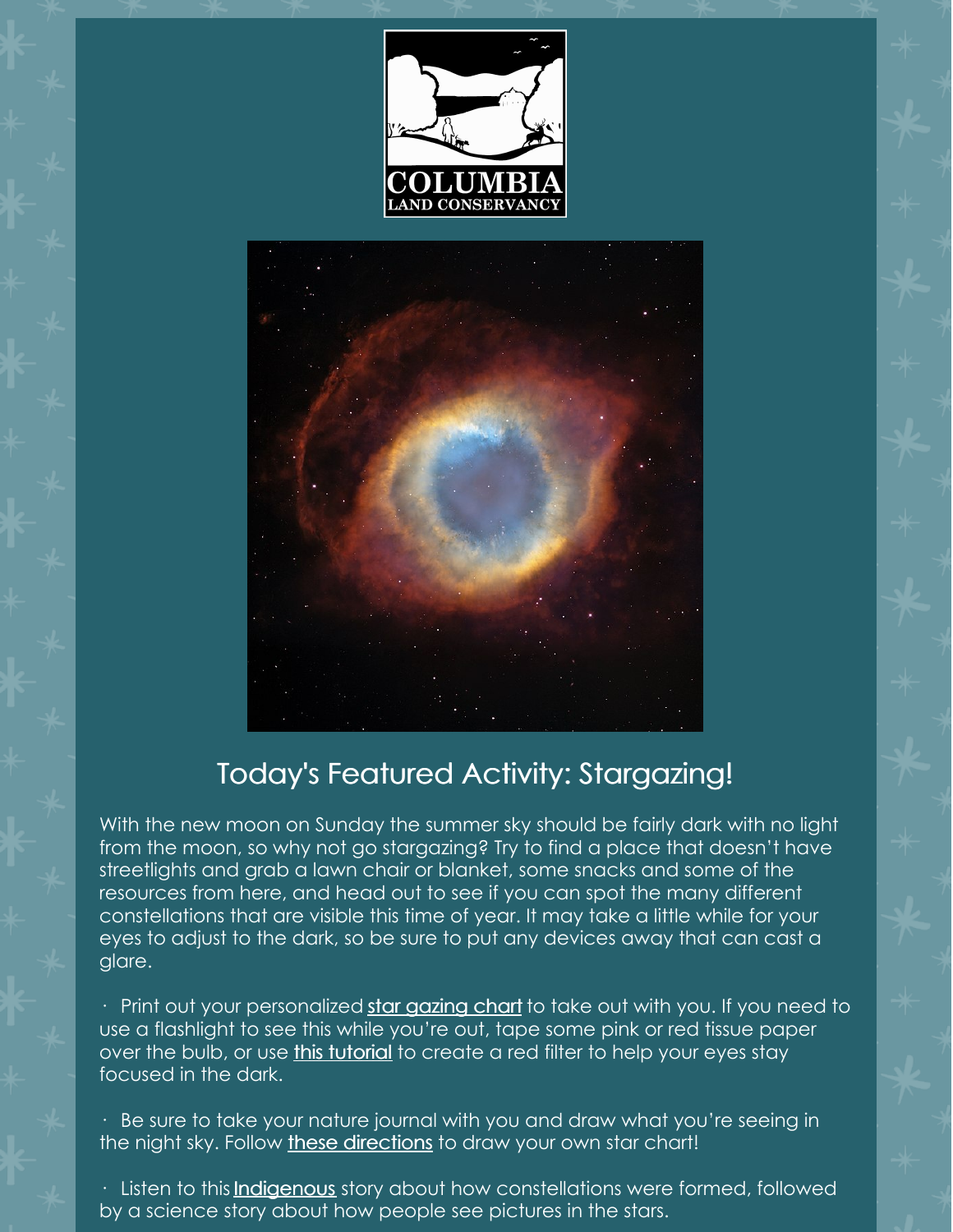COLUMBIA LAND CONSERVANCY

## Today's Featured Activity: Stargazing!

With the new moon on Sunday the summer sky should be fairly dark with no light from the moon, so why not go stargazing? Try to find a place that doesn't have streetlights and grab a lawn chair or blanket, some snacks and some of the resources from here, and head out to see if you can spot the many different constellations that are visible this time of year. It may take a little while for your eyes to adjust to the dark, so be sure to put any devices away that can cast a glare.

· Print out your personalized star gazing chart to take out with you. If you need to use a flashlight to see this while you're out, tape some pink or red tissue paper over the bulb, or use this tutorial to create a red filter to help your eyes stay focused in the dark.

· Be sure to take your nature journal with you and draw what you're seeing in the night sky. Follow these directions to draw your own star chart!

· Listen to this Indigenous story about how constellations were formed, followed by a science story about how people see pictures in the stars.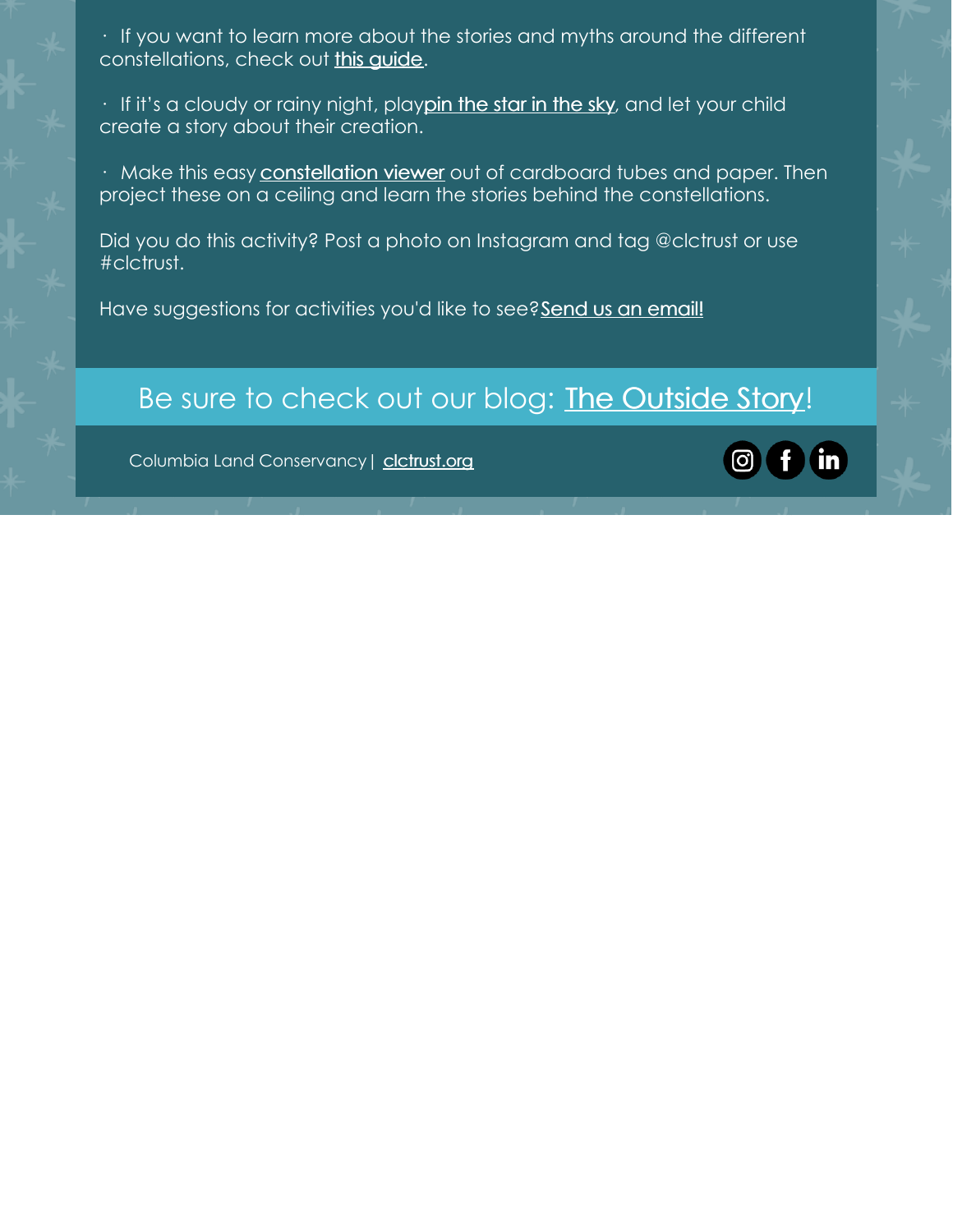· If you want to learn more about the stories and myths around the different constellations, check out this guide.

· If it's a cloudy or rainy night, play pin the star in the sky, and let your child create a story about their creation.

· Make this easy constellation viewer out of cardboard tubes and paper. Then project these on a ceiling and learn the stories behind the constellations.

Did you do this activity? Post a photo on Instagram and tag @clctrust or use #clctrust.

Have suggestions for activities you'd like to see? Send us an email!

Be sure to check out our blog: The Outside Story!

Columbia Land Conservancy | clctrust.org